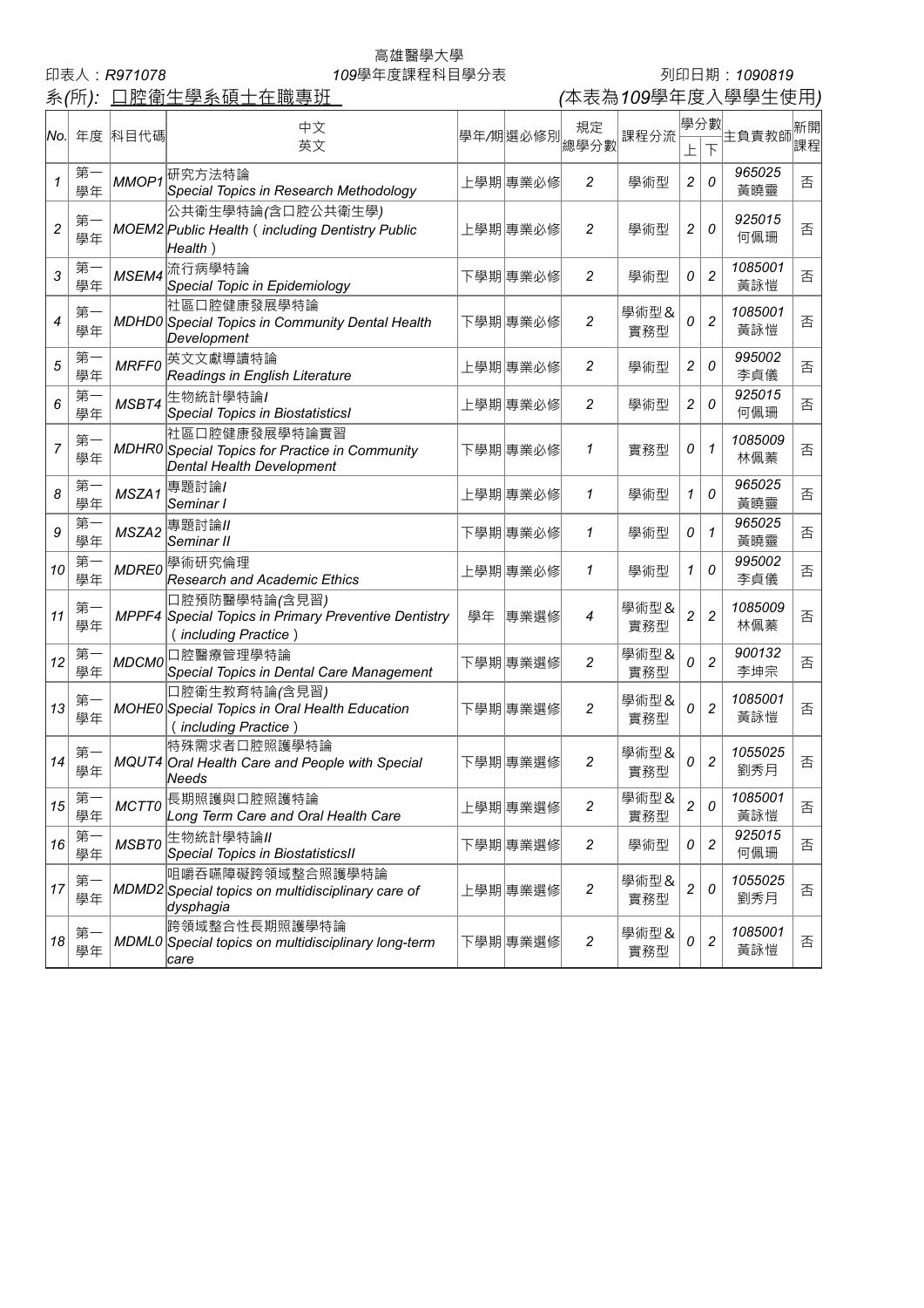高雄醫學大學

印表人：R971078　　109學年度課程科目學分表　　列印日期：1090819

系(所): 口腔衛生學系碩士在職專班　　(本表為109學年度入學學生使用)

| No. | 年度 | 科目代碼 | 中文 英文 | 學年/期 | 選必修別 | 規定總學分數 | 課程分流 | 學分數 上 | 學分數 下 | 主負責教師 | 新開課程 |
|---|---|---|---|---|---|---|---|---|---|---|---|
| 1 | 第一學年 | MMOP1 | 研究方法特論 Special Topics in Research Methodology | 上學期 | 專業必修 | 2 | 學術型 | 2 | 0 | 965025 黃曉靈 | 否 |
| 2 | 第一學年 | MOEM2 | 公共衛生學特論(含口腔公共衛生學) Public Health ( including Dentistry Public Health ) | 上學期 | 專業必修 | 2 | 學術型 | 2 | 0 | 925015 何佩珊 | 否 |
| 3 | 第一學年 | MSEM4 | 流行病學特論 Special Topic in Epidemiology | 下學期 | 專業必修 | 2 | 學術型 | 0 | 2 | 1085001 黃詠愷 | 否 |
| 4 | 第一學年 | MDHD0 | 社區口腔健康發展學特論 Special Topics in Community Dental Health Development | 下學期 | 專業必修 | 2 | 學術型&實務型 | 0 | 2 | 1085001 黃詠愷 | 否 |
| 5 | 第一學年 | MRFF0 | 英文文獻導讀特論 Readings in English Literature | 上學期 | 專業必修 | 2 | 學術型 | 2 | 0 | 995002 李貞儀 | 否 |
| 6 | 第一學年 | MSBT4 | 生物統計學特論I Special Topics in BiostatisticsI | 上學期 | 專業必修 | 2 | 學術型 | 2 | 0 | 925015 何佩珊 | 否 |
| 7 | 第一學年 | MDHR0 | 社區口腔健康發展學特論實習 Special Topics for Practice in Community Dental Health Development | 下學期 | 專業必修 | 1 | 實務型 | 0 | 1 | 1085009 林佩蓁 | 否 |
| 8 | 第一學年 | MSZA1 | 專題討論I Seminar I | 上學期 | 專業必修 | 1 | 學術型 | 1 | 0 | 965025 黃曉靈 | 否 |
| 9 | 第一學年 | MSZA2 | 專題討論II Seminar II | 下學期 | 專業必修 | 1 | 學術型 | 0 | 1 | 965025 黃曉靈 | 否 |
| 10 | 第一學年 | MDRE0 | 學術研究倫理 Research and Academic Ethics | 上學期 | 專業必修 | 1 | 學術型 | 1 | 0 | 995002 李貞儀 | 否 |
| 11 | 第一學年 | MPPF4 | 口腔預防醫學特論(含見習) Special Topics in Primary Preventive Dentistry ( including Practice ) | 學年 | 專業選修 | 4 | 學術型&實務型 | 2 | 2 | 1085009 林佩蓁 | 否 |
| 12 | 第一學年 | MDCM0 | 口腔醫療管理學特論 Special Topics in Dental Care Management | 下學期 | 專業選修 | 2 | 學術型&實務型 | 0 | 2 | 900132 李坤宗 | 否 |
| 13 | 第一學年 | MOHE0 | 口腔衛生教育特論(含見習) Special Topics in Oral Health Education ( including Practice ) | 下學期 | 專業選修 | 2 | 學術型&實務型 | 0 | 2 | 1085001 黃詠愷 | 否 |
| 14 | 第一學年 | MQUT4 | 特殊需求者口腔照護學特論 Oral Health Care and People with Special Needs | 下學期 | 專業選修 | 2 | 學術型&實務型 | 0 | 2 | 1055025 劉秀月 | 否 |
| 15 | 第一學年 | MCTT0 | 長期照護與口腔照護特論 Long Term Care and Oral Health Care | 上學期 | 專業選修 | 2 | 學術型&實務型 | 2 | 0 | 1085001 黃詠愷 | 否 |
| 16 | 第一學年 | MSBT0 | 生物統計學特論II Special Topics in BiostatisticsII | 下學期 | 專業選修 | 2 | 學術型 | 0 | 2 | 925015 何佩珊 | 否 |
| 17 | 第一學年 | MDMD2 | 咀嚼吞嚥障礙跨領域整合照護學特論 Special topics on multidisciplinary care of dysphagia | 上學期 | 專業選修 | 2 | 學術型&實務型 | 2 | 0 | 1055025 劉秀月 | 否 |
| 18 | 第一學年 | MDML0 | 跨領域整合性長期照護學特論 Special topics on multidisciplinary long-term care | 下學期 | 專業選修 | 2 | 學術型&實務型 | 0 | 2 | 1085001 黃詠愷 | 否 |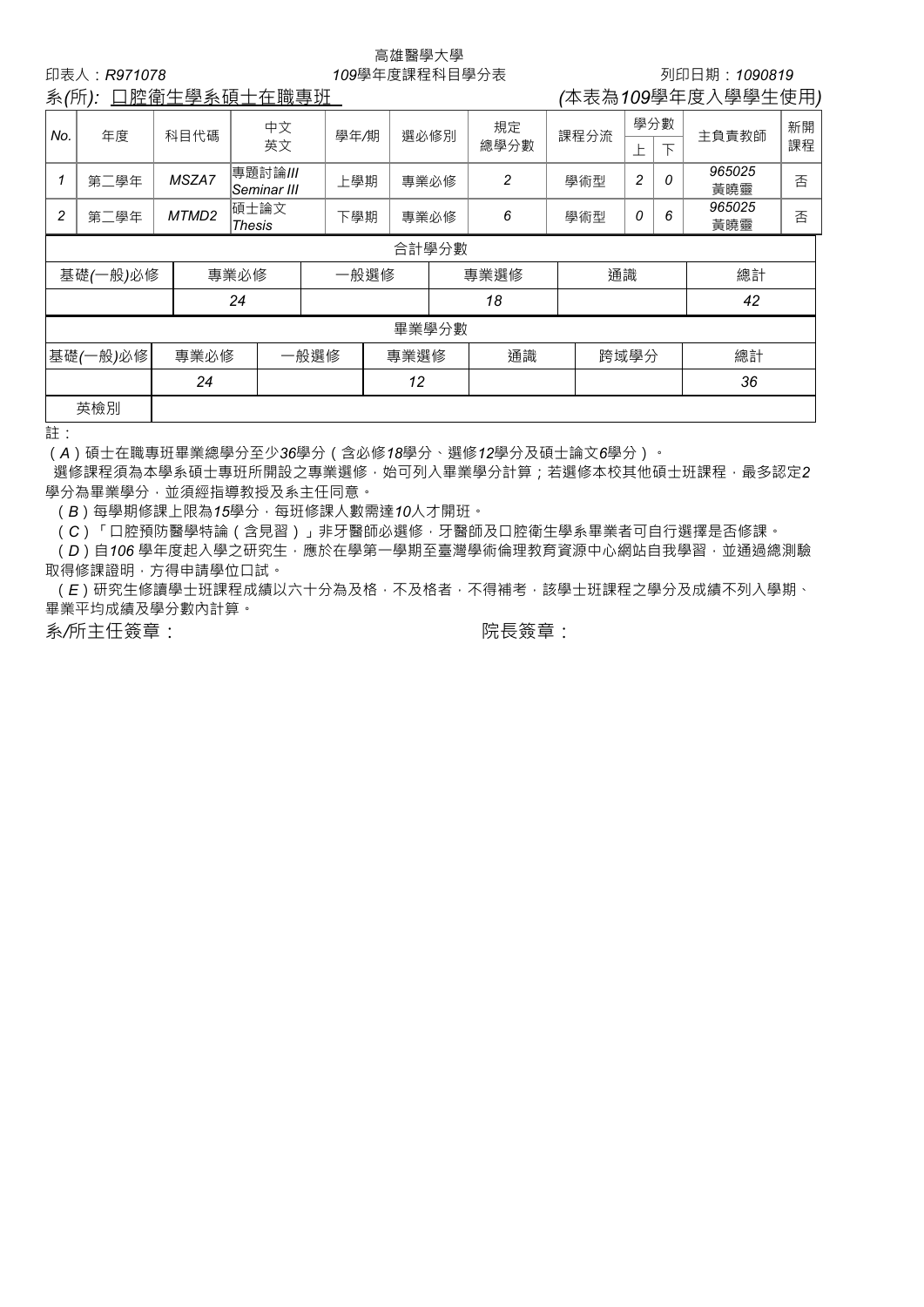高雄醫學大學

印表人：R971078　　109學年度課程科目學分表　　列印日期：1090819

系(所): 口腔衛生學系碩士在職專班　　(本表為109學年度入學學生使用)

| No. | 年度 | 科目代碼 | 中文 英文 | 學年/期 | 選必修別 | 規定總學分數 | 課程分流 | 學分數 上 | 學分數 下 | 主負責教師 | 新開課程 |
|---|---|---|---|---|---|---|---|---|---|---|---|
| 1 | 第二學年 | MSZA7 | 專題討論III Seminar III | 上學期 | 專業必修 | 2 | 學術型 | 2 | 0 | 965025 黃曉靈 | 否 |
| 2 | 第二學年 | MTMD2 | 碩士論文 Thesis | 下學期 | 專業必修 | 6 | 學術型 | 0 | 6 | 965025 黃曉靈 | 否 |

合計學分數

| 基礎(一般)必修 | 專業必修 | 一般選修 | 專業選修 | 通識 | 總計 |
|---|---|---|---|---|---|
| | 24 | | 18 | | 42 |

畢業學分數

| 基礎(一般)必修 | 專業必修 | 一般選修 | 專業選修 | 通識 | 跨域學分 | 總計 |
|---|---|---|---|---|---|---|
| | 24 | | 12 | | | 36 |
| 英檢別 | | | | | | |

註：

（A）碩士在職專班畢業總學分至少36學分（含必修18學分、選修12學分及碩士論文6學分）。
選修課程須為本學系碩士專班所開設之專業選修，始可列入畢業學分計算；若選修本校其他碩士班課程，最多認定2學分為畢業學分，並須經指導教授及系主任同意。

（B）每學期修課上限為15學分，每班修課人數需達10人才開班。

（C）「口腔預防醫學特論（含見習）」非牙醫師必選修，牙醫師及口腔衛生學系畢業者可自行選擇是否修課。

（D）自106 學年度起入學之研究生，應於在學第一學期至臺灣學術倫理教育資源中心網站自我學習，並通過總測驗取得修課證明，方得申請學位口試。

（E）研究生修讀學士班課程成績以六十分為及格，不及格者，不得補考，該學士班課程之學分及成績不列入學期、畢業平均成績及學分數內計算。

系/所主任簽章：　　　　院長簽章：